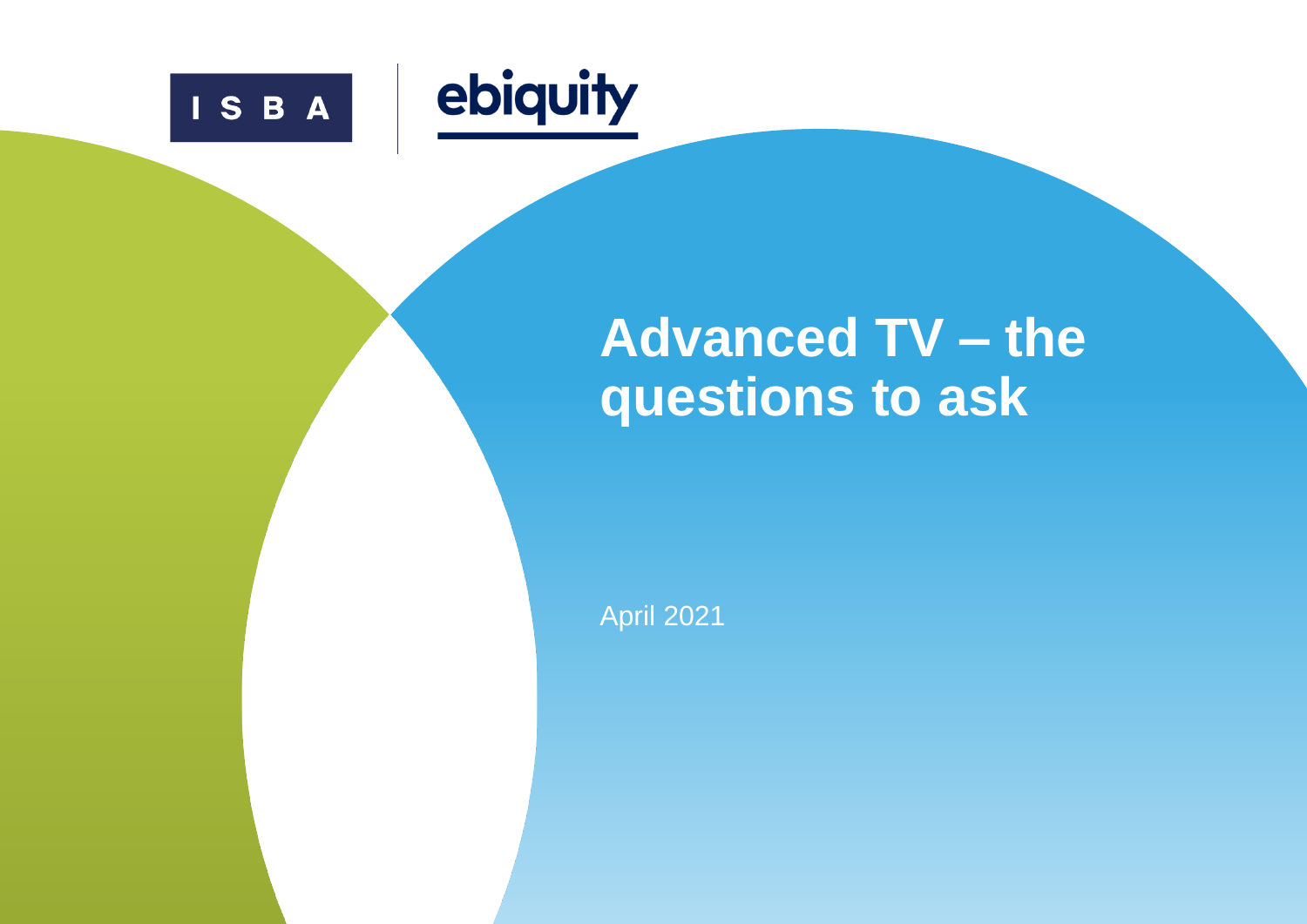ISBA | ebiquity

# Advanced TV – the questions to ask

April 2021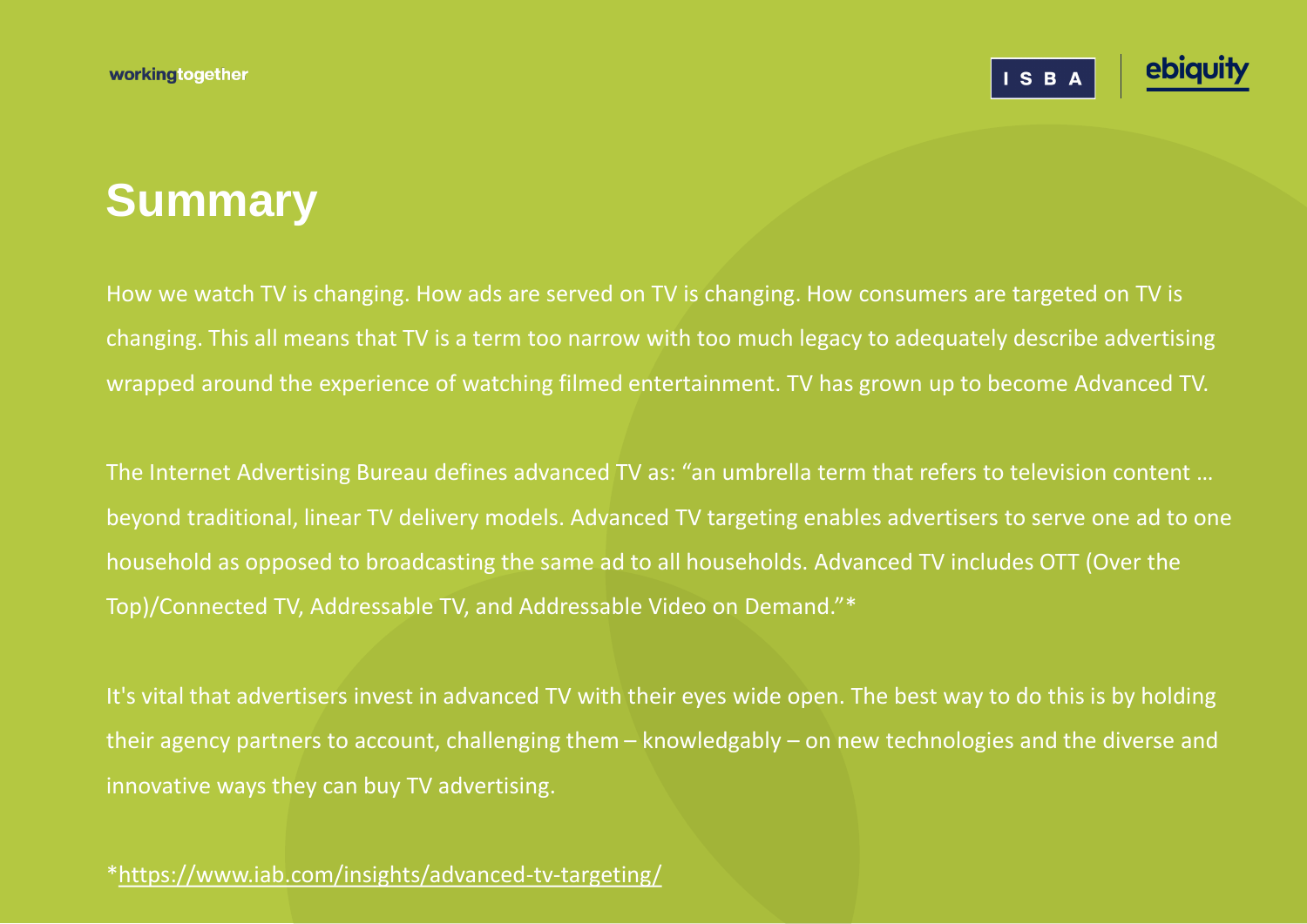# Summary

How we watch TV is changing. How ads are served on TV is changing. How consumers are targeted on TV is changing. This all means that TV is a term too narrow with too much legacy to adequately describe advertising wrapped around the experience of watching filmed entertainment. TV has grown up to become Advanced TV.

The Internet Advertising Bureau defines advanced TV as: "an umbrella term that refers to television content … beyond traditional, linear TV delivery models. Advanced TV targeting enables advertisers to serve one ad to one household as opposed to broadcasting the same ad to all households. Advanced TV includes OTT (Over the Top)/Connected TV, Addressable TV, and Addressable Video on Demand."*

It's vital that advertisers invest in advanced TV with their eyes wide open. The best way to do this is by holding their agency partners to account, challenging them – knowledgably – on new technologies and the diverse and innovative ways they can buy TV advertising.

*https://www.iab.com/insights/advanced-tv-targeting/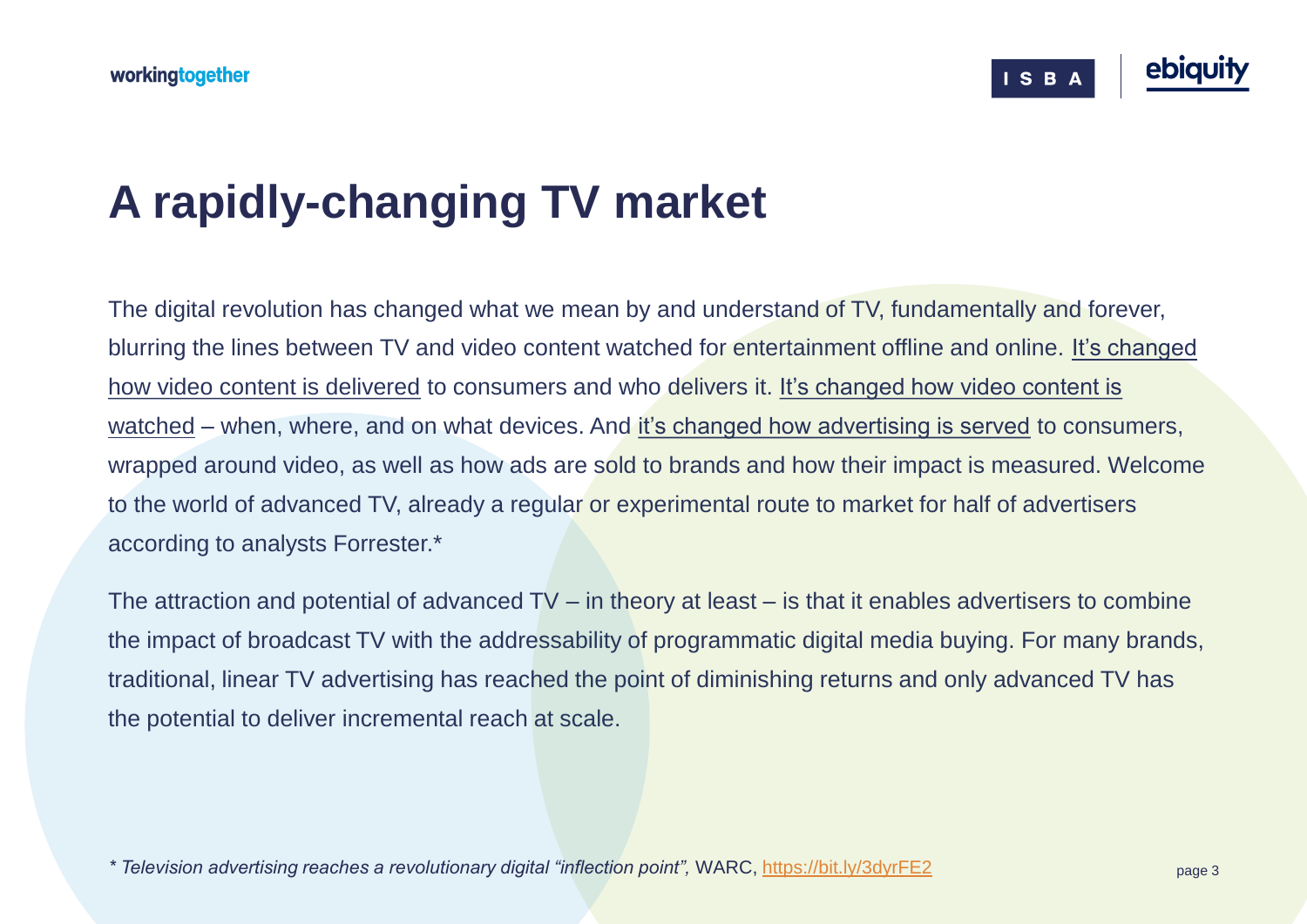# A rapidly-changing TV market

The digital revolution has changed what we mean by and understand of TV, fundamentally and forever, blurring the lines between TV and video content watched for entertainment offline and online. It's changed how video content is delivered to consumers and who delivers it. It's changed how video content is watched – when, where, and on what devices. And it's changed how advertising is served to consumers, wrapped around video, as well as how ads are sold to brands and how their impact is measured. Welcome to the world of advanced TV, already a regular or experimental route to market for half of advertisers according to analysts Forrester.*

The attraction and potential of advanced TV – in theory at least – is that it enables advertisers to combine the impact of broadcast TV with the addressability of programmatic digital media buying. For many brands, traditional, linear TV advertising has reached the point of diminishing returns and only advanced TV has the potential to deliver incremental reach at scale.

*\* Television advertising reaches a revolutionary digital "inflection point",* WARC, https://bit.ly/3dyrFE2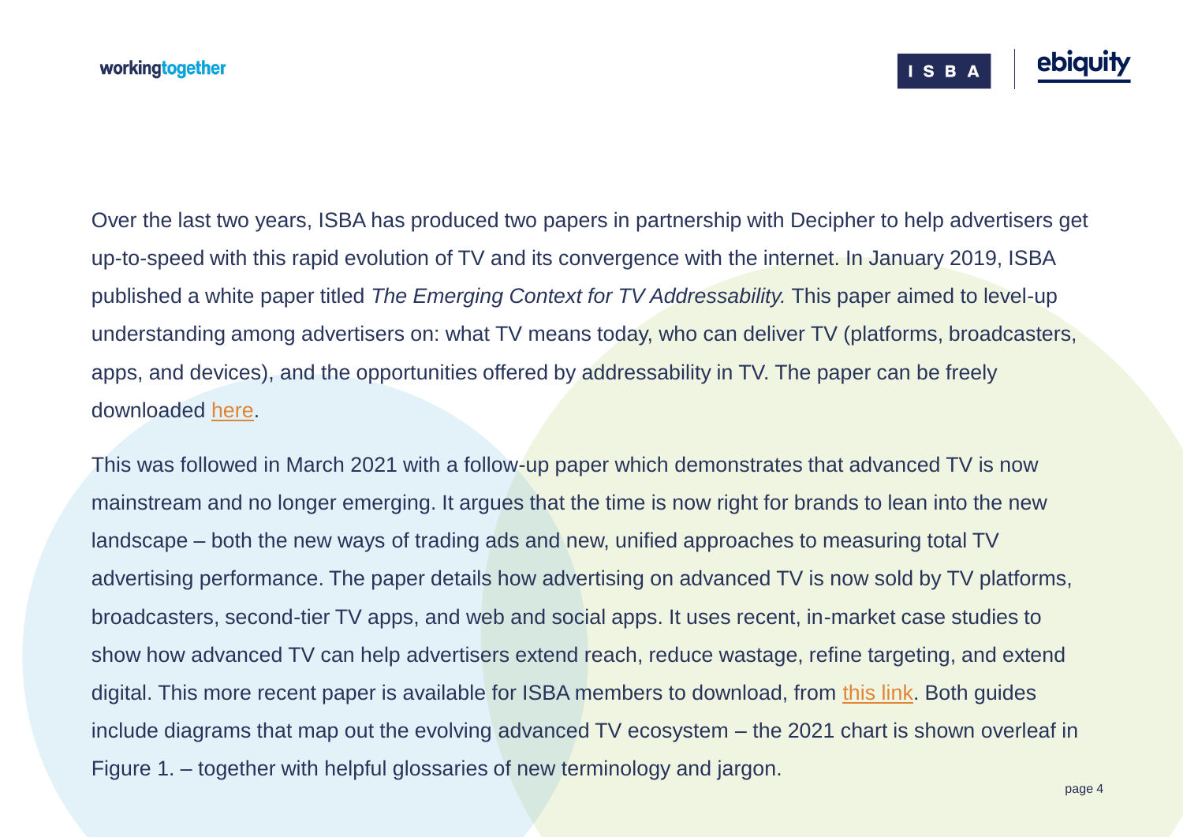Over the last two years, ISBA has produced two papers in partnership with Decipher to help advertisers get up-to-speed with this rapid evolution of TV and its convergence with the internet. In January 2019, ISBA published a white paper titled *The Emerging Context for TV Addressability.* This paper aimed to level-up understanding among advertisers on: what TV means today, who can deliver TV (platforms, broadcasters, apps, and devices), and the opportunities offered by addressability in TV. The paper can be freely downloaded here.

This was followed in March 2021 with a follow-up paper which demonstrates that advanced TV is now mainstream and no longer emerging. It argues that the time is now right for brands to lean into the new landscape – both the new ways of trading ads and new, unified approaches to measuring total TV advertising performance. The paper details how advertising on advanced TV is now sold by TV platforms, broadcasters, second-tier TV apps, and web and social apps. It uses recent, in-market case studies to show how advanced TV can help advertisers extend reach, reduce wastage, refine targeting, and extend digital. This more recent paper is available for ISBA members to download, from this link. Both guides include diagrams that map out the evolving advanced TV ecosystem – the 2021 chart is shown overleaf in Figure 1. – together with helpful glossaries of new terminology and jargon.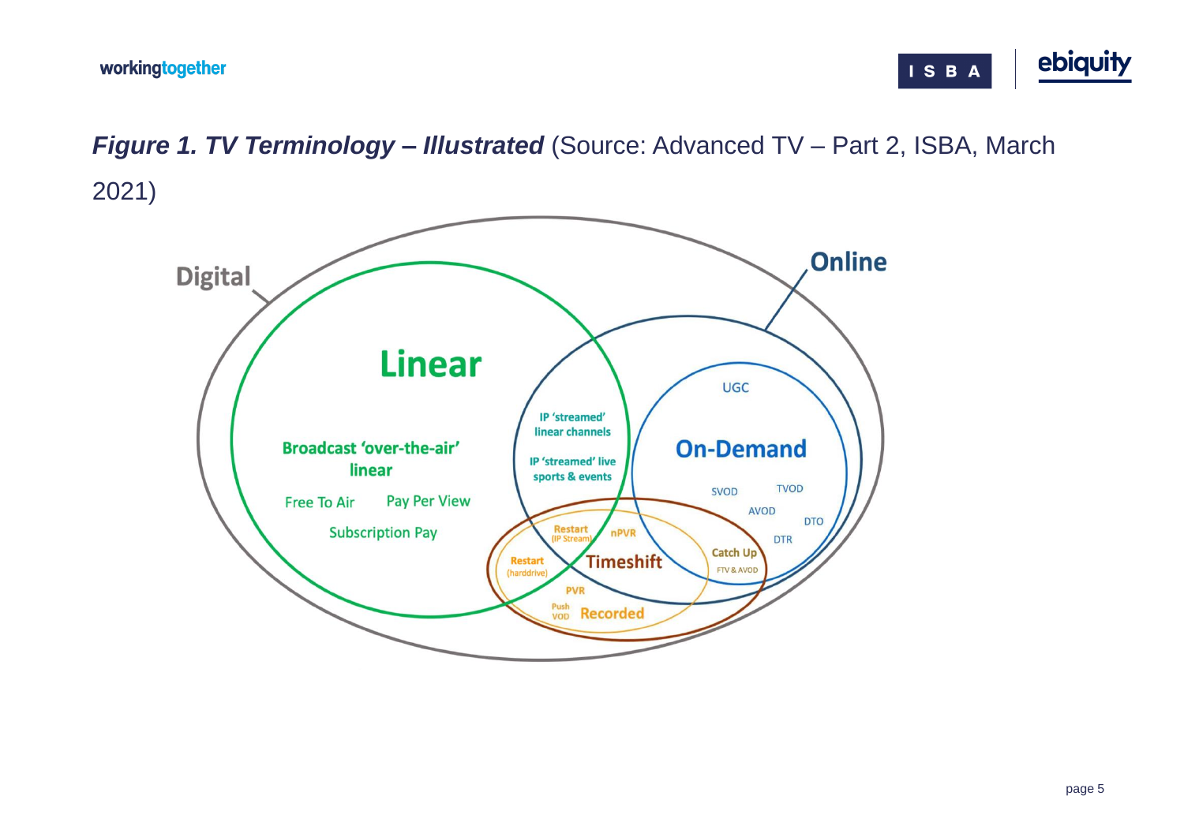***Figure 1. TV Terminology – Illustrated*** (Source: Advanced TV – Part 2, ISBA, March 2021)

Digital

Online

Linear

Broadcast 'over-the-air' linear

Free To Air

Pay Per View

Subscription Pay

IP 'streamed' linear channels

IP 'streamed' live sports & events

UGC

On-Demand

SVOD

TVOD

AVOD

DTO

DTR

Catch Up

FTV & AVOD

Restart (IP Stream)

nPVR

Restart (harddrive)

Timeshift

PVR

Push VOD

Recorded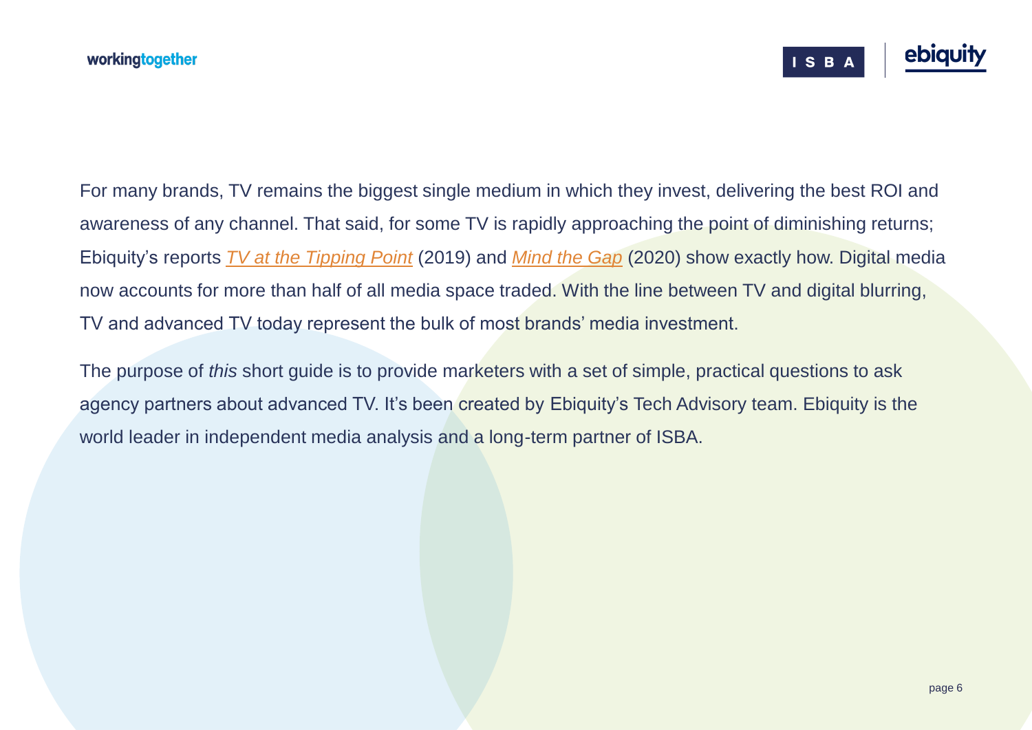For many brands, TV remains the biggest single medium in which they invest, delivering the best ROI and awareness of any channel. That said, for some TV is rapidly approaching the point of diminishing returns; Ebiquity's reports *TV at the Tipping Point* (2019) and *Mind the Gap* (2020) show exactly how. Digital media now accounts for more than half of all media space traded. With the line between TV and digital blurring, TV and advanced TV today represent the bulk of most brands' media investment.

The purpose of *this* short guide is to provide marketers with a set of simple, practical questions to ask agency partners about advanced TV. It's been created by Ebiquity's Tech Advisory team. Ebiquity is the world leader in independent media analysis and a long-term partner of ISBA.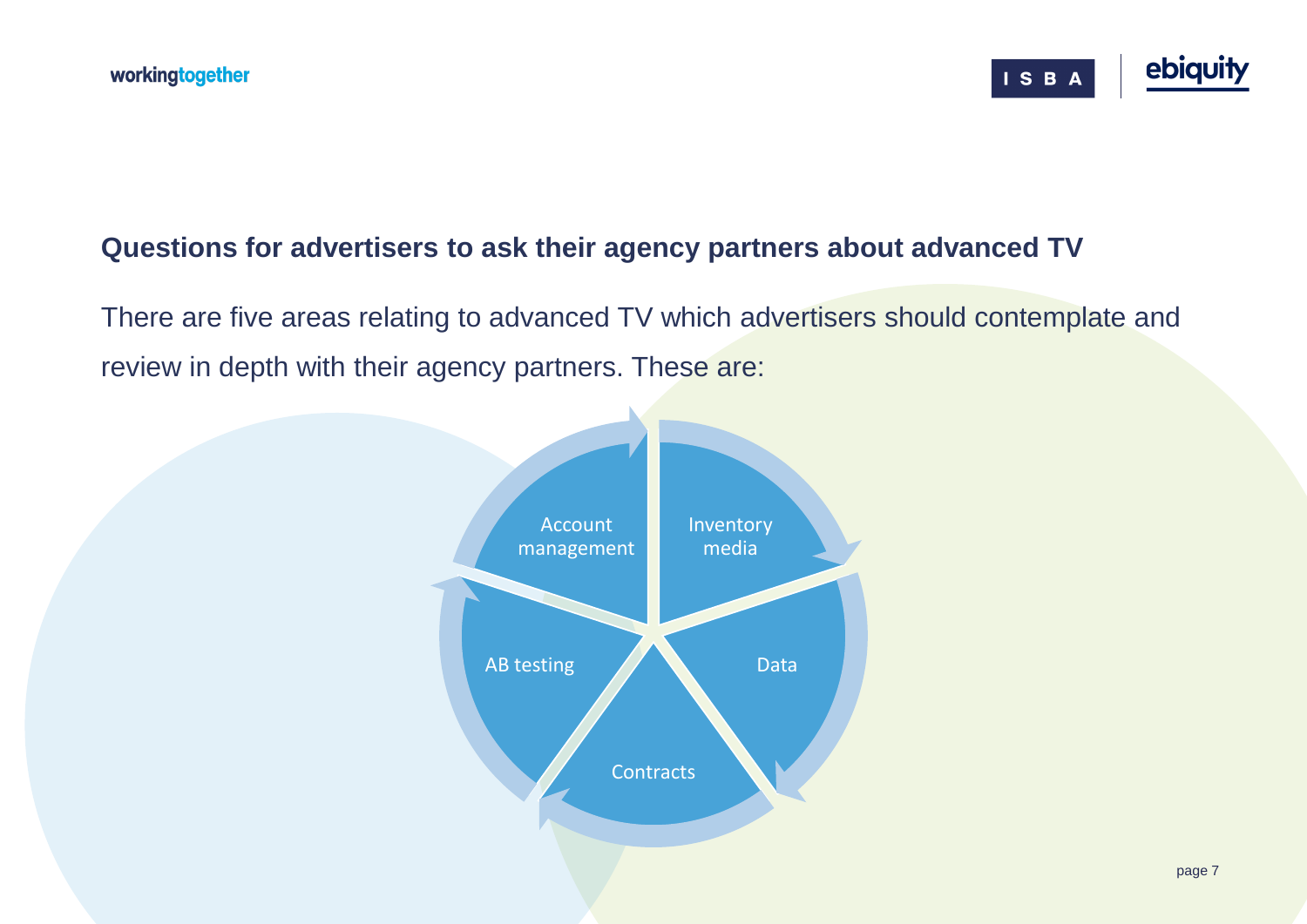## Questions for advertisers to ask their agency partners about advanced TV

There are five areas relating to advanced TV which advertisers should contemplate and review in depth with their agency partners. These are:

- Account management
- Inventory media
- Data
- Contracts
- AB testing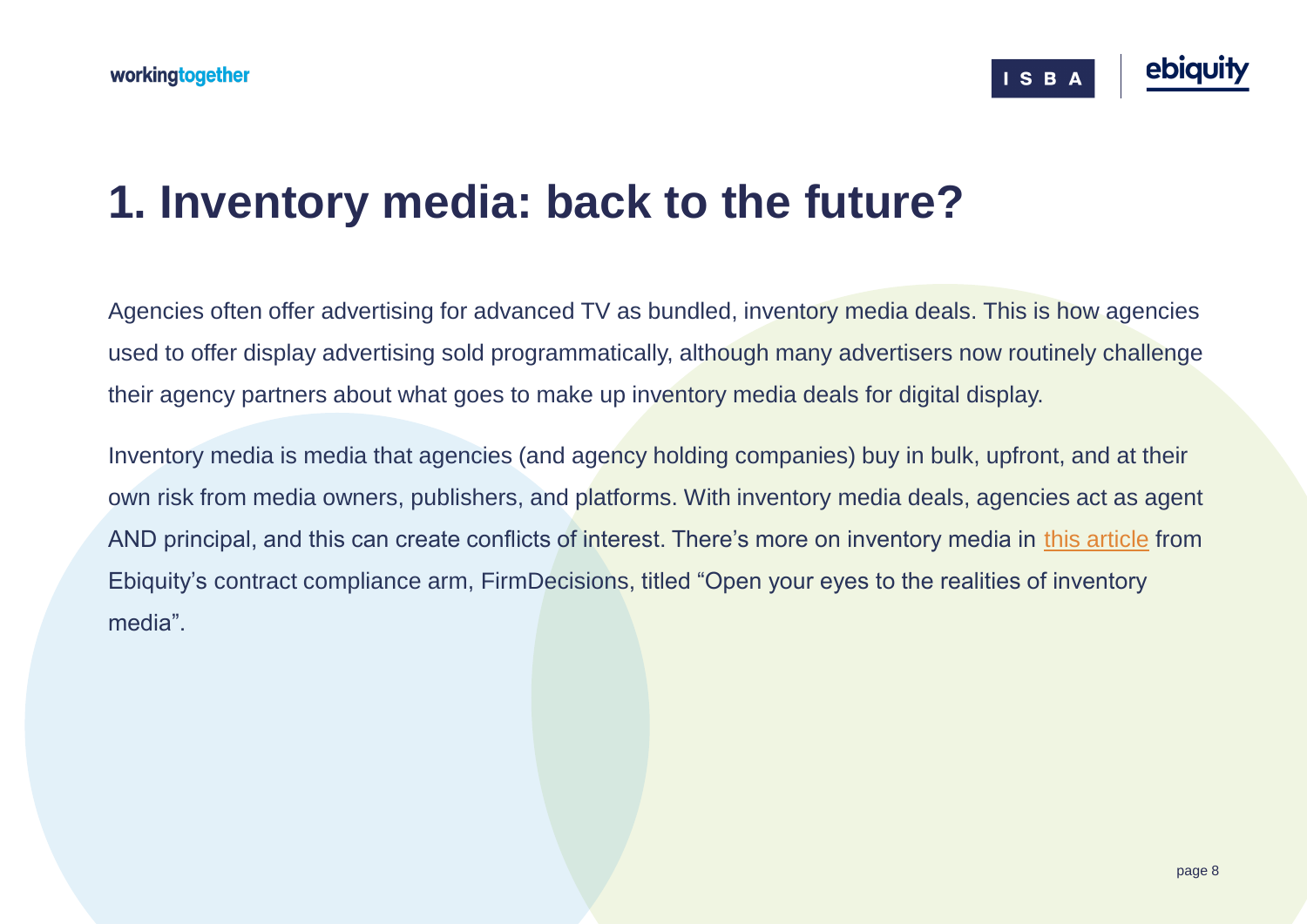# 1. Inventory media: back to the future?

Agencies often offer advertising for advanced TV as bundled, inventory media deals. This is how agencies used to offer display advertising sold programmatically, although many advertisers now routinely challenge their agency partners about what goes to make up inventory media deals for digital display.

Inventory media is media that agencies (and agency holding companies) buy in bulk, upfront, and at their own risk from media owners, publishers, and platforms. With inventory media deals, agencies act as agent AND principal, and this can create conflicts of interest. There's more on inventory media in this article from Ebiquity's contract compliance arm, FirmDecisions, titled "Open your eyes to the realities of inventory media".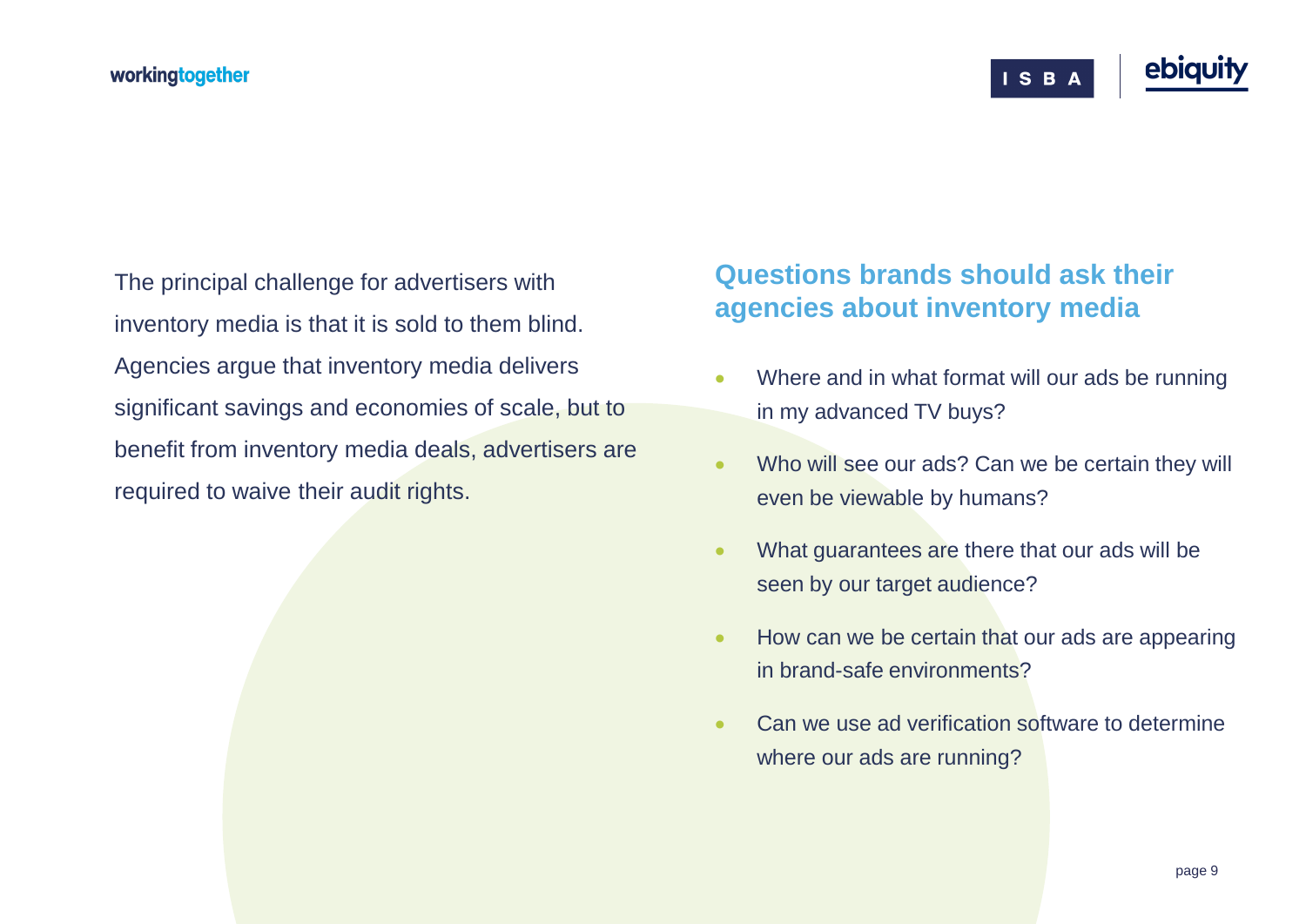The principal challenge for advertisers with inventory media is that it is sold to them blind. Agencies argue that inventory media delivers significant savings and economies of scale, but to benefit from inventory media deals, advertisers are required to waive their audit rights.

## Questions brands should ask their agencies about inventory media

- Where and in what format will our ads be running in my advanced TV buys?
- Who will see our ads? Can we be certain they will even be viewable by humans?
- What guarantees are there that our ads will be seen by our target audience?
- How can we be certain that our ads are appearing in brand-safe environments?
- Can we use ad verification software to determine where our ads are running?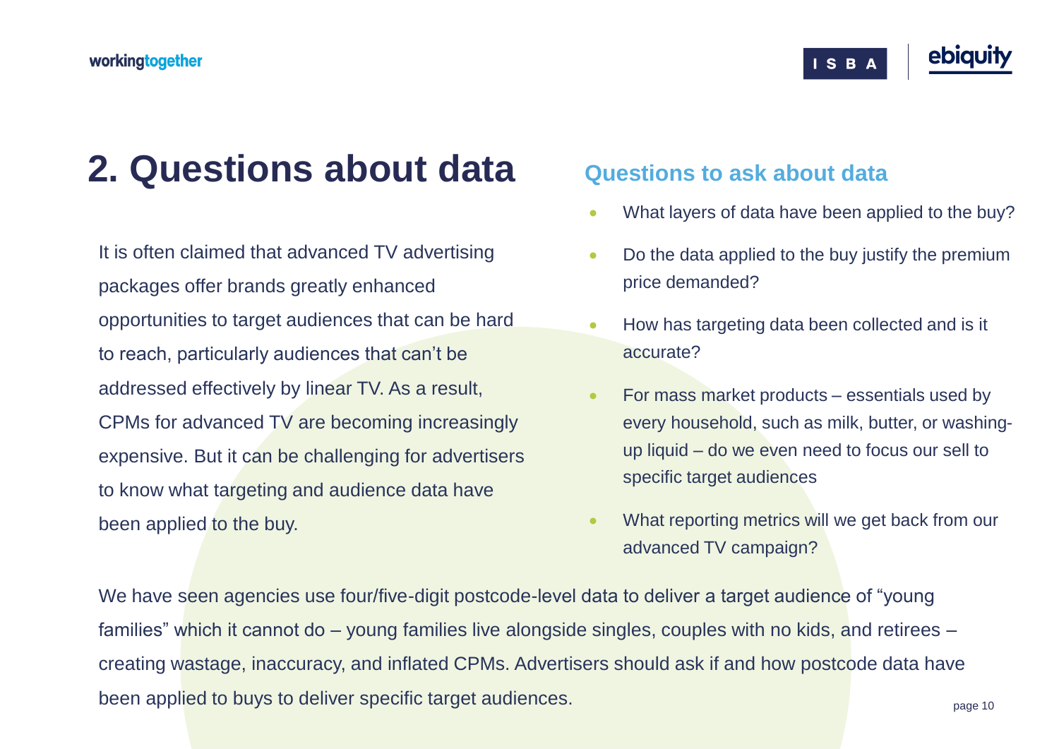# 2. Questions about data

It is often claimed that advanced TV advertising packages offer brands greatly enhanced opportunities to target audiences that can be hard to reach, particularly audiences that can't be addressed effectively by linear TV. As a result, CPMs for advanced TV are becoming increasingly expensive. But it can be challenging for advertisers to know what targeting and audience data have been applied to the buy.

## Questions to ask about data

- What layers of data have been applied to the buy?
- Do the data applied to the buy justify the premium price demanded?
- How has targeting data been collected and is it accurate?
- For mass market products – essentials used by every household, such as milk, butter, or washing-up liquid – do we even need to focus our sell to specific target audiences
- What reporting metrics will we get back from our advanced TV campaign?

We have seen agencies use four/five-digit postcode-level data to deliver a target audience of "young families" which it cannot do – young families live alongside singles, couples with no kids, and retirees – creating wastage, inaccuracy, and inflated CPMs. Advertisers should ask if and how postcode data have been applied to buys to deliver specific target audiences.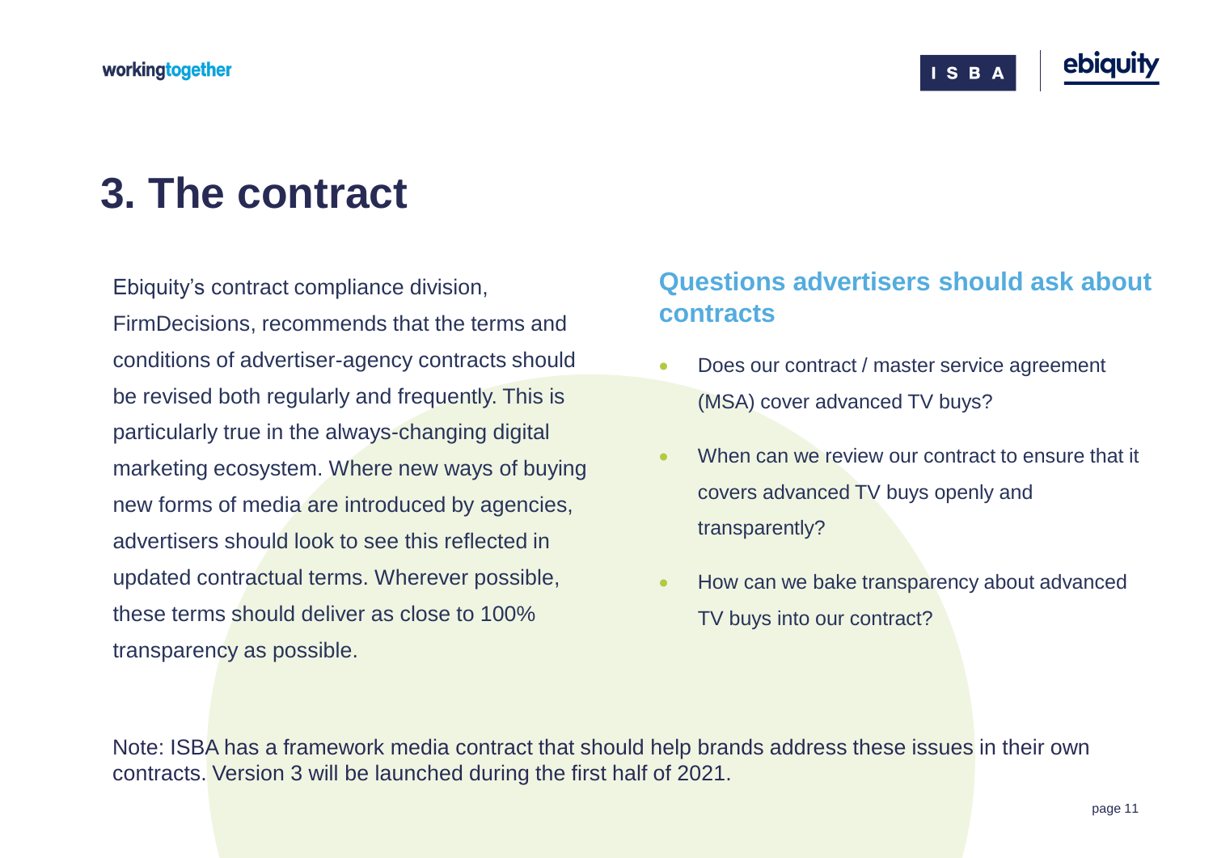# 3. The contract

Ebiquity's contract compliance division, FirmDecisions, recommends that the terms and conditions of advertiser-agency contracts should be revised both regularly and frequently. This is particularly true in the always-changing digital marketing ecosystem. Where new ways of buying new forms of media are introduced by agencies, advertisers should look to see this reflected in updated contractual terms. Wherever possible, these terms should deliver as close to 100% transparency as possible.

## Questions advertisers should ask about contracts

- Does our contract / master service agreement (MSA) cover advanced TV buys?
- When can we review our contract to ensure that it covers advanced TV buys openly and transparently?
- How can we bake transparency about advanced TV buys into our contract?

Note: ISBA has a framework media contract that should help brands address these issues in their own contracts. Version 3 will be launched during the first half of 2021.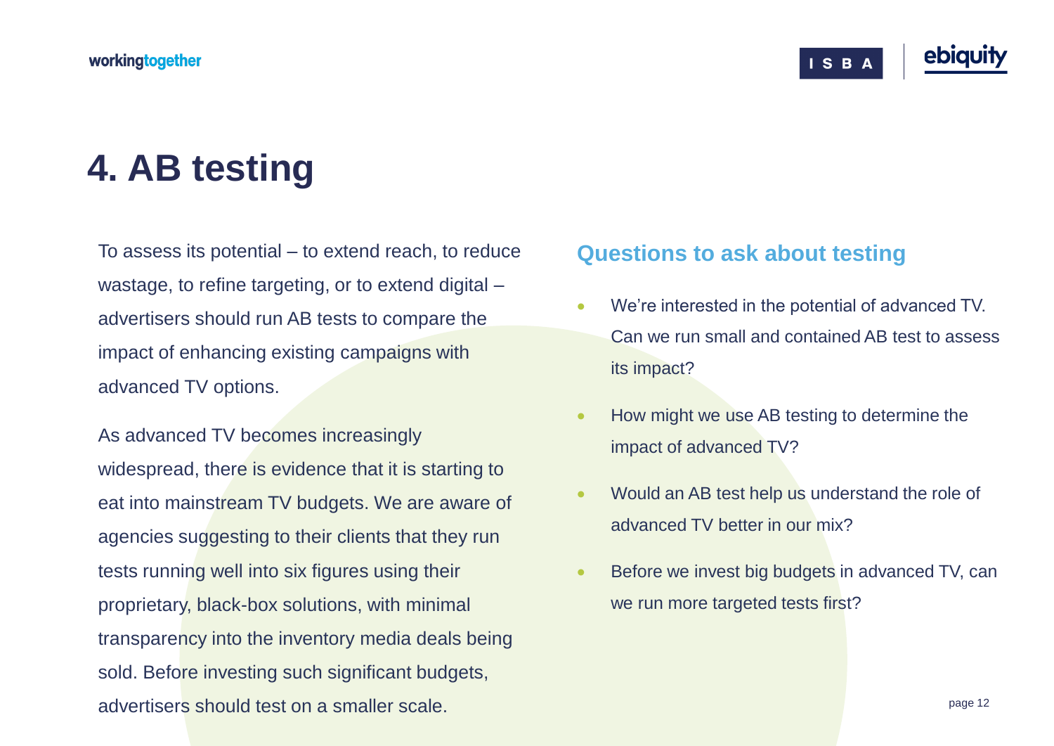# 4. AB testing

To assess its potential – to extend reach, to reduce wastage, to refine targeting, or to extend digital – advertisers should run AB tests to compare the impact of enhancing existing campaigns with advanced TV options.

As advanced TV becomes increasingly widespread, there is evidence that it is starting to eat into mainstream TV budgets. We are aware of agencies suggesting to their clients that they run tests running well into six figures using their proprietary, black-box solutions, with minimal transparency into the inventory media deals being sold. Before investing such significant budgets, advertisers should test on a smaller scale.

## Questions to ask about testing

- We're interested in the potential of advanced TV. Can we run small and contained AB test to assess its impact?
- How might we use AB testing to determine the impact of advanced TV?
- Would an AB test help us understand the role of advanced TV better in our mix?
- Before we invest big budgets in advanced TV, can we run more targeted tests first?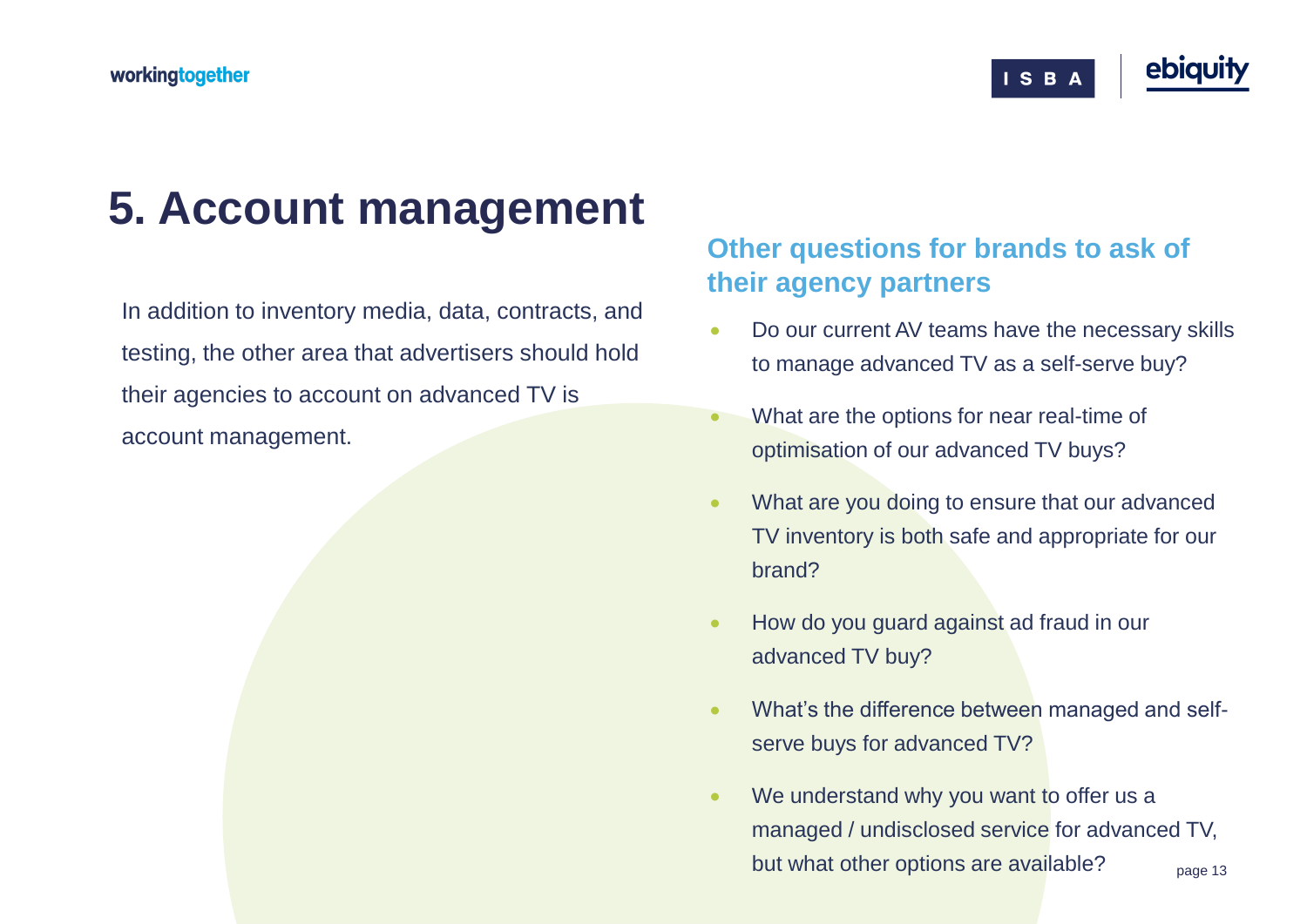# 5. Account management

In addition to inventory media, data, contracts, and testing, the other area that advertisers should hold their agencies to account on advanced TV is account management.

## Other questions for brands to ask of their agency partners

- Do our current AV teams have the necessary skills to manage advanced TV as a self-serve buy?
- What are the options for near real-time of optimisation of our advanced TV buys?
- What are you doing to ensure that our advanced TV inventory is both safe and appropriate for our brand?
- How do you guard against ad fraud in our advanced TV buy?
- What's the difference between managed and self-serve buys for advanced TV?
- We understand why you want to offer us a managed / undisclosed service for advanced TV, but what other options are available?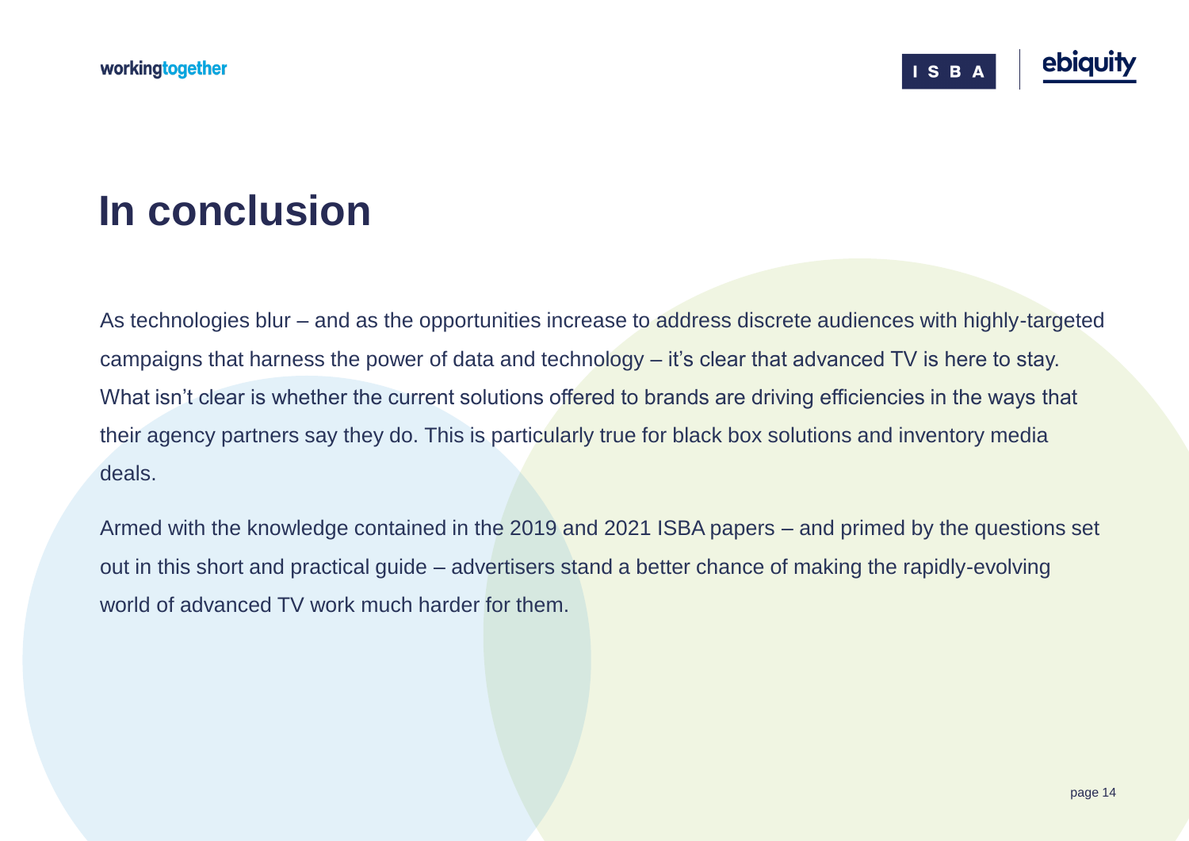# In conclusion

As technologies blur – and as the opportunities increase to address discrete audiences with highly-targeted campaigns that harness the power of data and technology – it's clear that advanced TV is here to stay. What isn't clear is whether the current solutions offered to brands are driving efficiencies in the ways that their agency partners say they do. This is particularly true for black box solutions and inventory media deals.

Armed with the knowledge contained in the 2019 and 2021 ISBA papers – and primed by the questions set out in this short and practical guide – advertisers stand a better chance of making the rapidly-evolving world of advanced TV work much harder for them.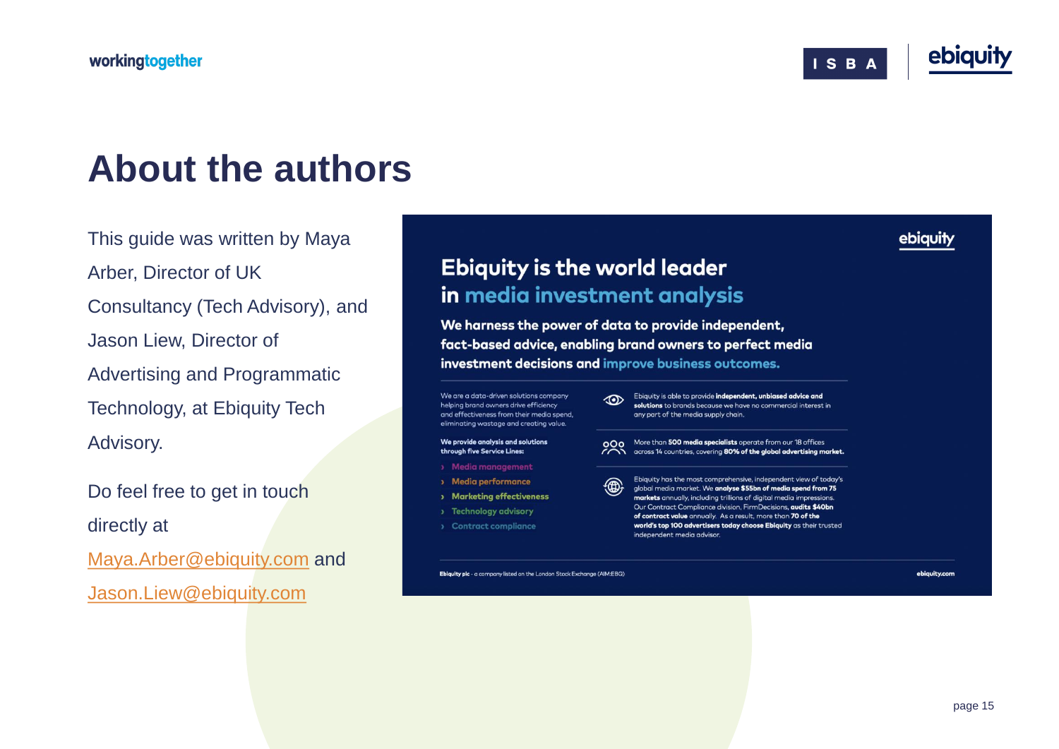# About the authors

This guide was written by Maya Arber, Director of UK Consultancy (Tech Advisory), and Jason Liew, Director of Advertising and Programmatic Technology, at Ebiquity Tech Advisory.

Do feel free to get in touch directly at Maya.Arber@ebiquity.com and Jason.Liew@ebiquity.com

ebiquity

## Ebiquity is the world leader in media investment analysis

**We harness the power of data to provide independent, fact-based advice, enabling brand owners to perfect media investment decisions and improve business outcomes.**

We are a data-driven solutions company helping brand owners drive efficiency and effectiveness from their media spend, eliminating wastage and creating value.

**We provide analysis and solutions through five Service Lines:**

- Media management
- Media performance
- Marketing effectiveness
- Technology advisory
- Contract compliance

Ebiquity is able to provide **independent, unbiased advice and solutions** to brands because we have no commercial interest in any part of the media supply chain.

More than **500 media specialists** operate from our 18 offices across 14 countries, covering **80% of the global advertising market.**

Ebiquity has the most comprehensive, independent view of today's global media market. We **analyse $55bn of media spend from 75 markets** annually, including trillions of digital media impressions. Our Contract Compliance division, FirmDecisions, **audits $40bn of contract value** annually. As a result, more than **70 of the world's top 100 advertisers today choose Ebiquity** as their trusted independent media advisor.

**Ebiquity plc** - a company listed on the London Stock Exchange (AIM:EBQ)

**ebiquity.com**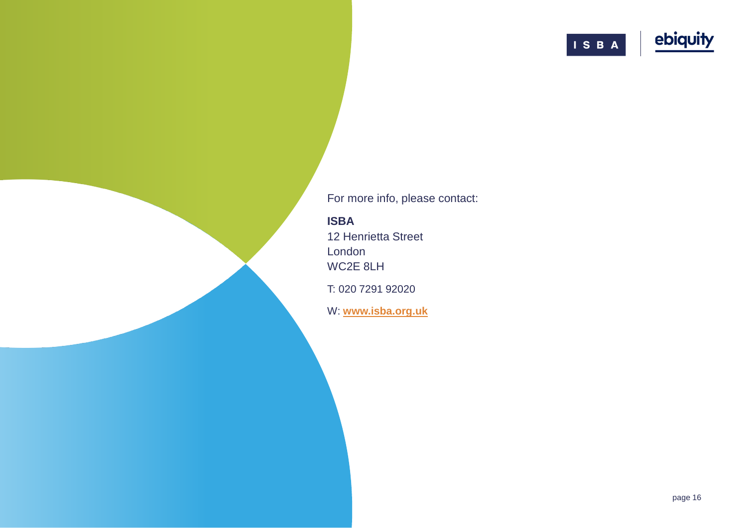For more info, please contact:

**ISBA**
12 Henrietta Street
London
WC2E 8LH

T: 020 7291 92020

W: **www.isba.org.uk**